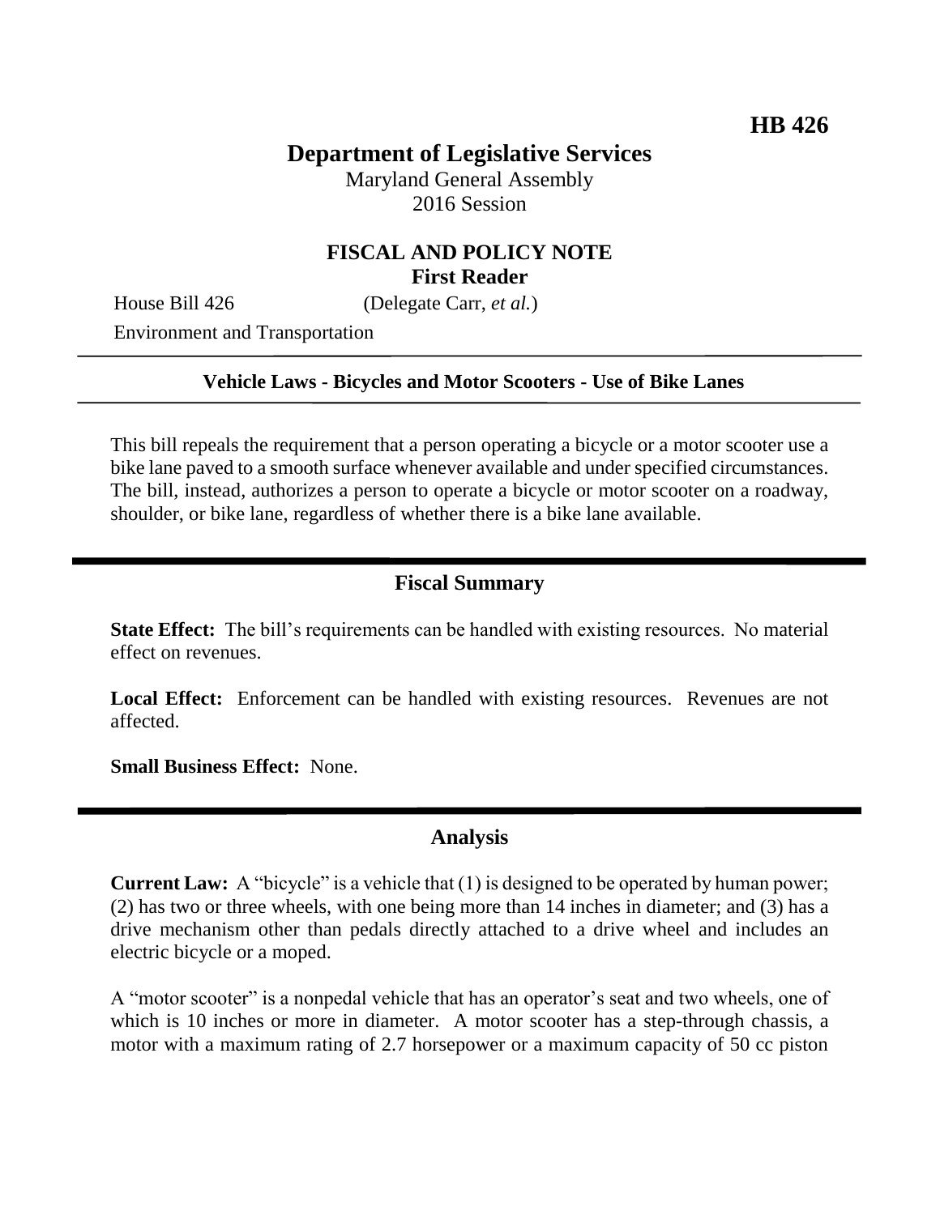**HB 426**

# Department of Legislative Services

Maryland General Assembly
2016 Session

## FISCAL AND POLICY NOTE
**First Reader**

House Bill 426 (Delegate Carr, *et al.*)

Environment and Transportation

---

**Vehicle Laws - Bicycles and Motor Scooters - Use of Bike Lanes**

---

This bill repeals the requirement that a person operating a bicycle or a motor scooter use a bike lane paved to a smooth surface whenever available and under specified circumstances. The bill, instead, authorizes a person to operate a bicycle or motor scooter on a roadway, shoulder, or bike lane, regardless of whether there is a bike lane available.

---

## Fiscal Summary

**State Effect:** The bill's requirements can be handled with existing resources. No material effect on revenues.

**Local Effect:** Enforcement can be handled with existing resources. Revenues are not affected.

**Small Business Effect:** None.

---

## Analysis

**Current Law:** A "bicycle" is a vehicle that (1) is designed to be operated by human power; (2) has two or three wheels, with one being more than 14 inches in diameter; and (3) has a drive mechanism other than pedals directly attached to a drive wheel and includes an electric bicycle or a moped.

A "motor scooter" is a nonpedal vehicle that has an operator's seat and two wheels, one of which is 10 inches or more in diameter. A motor scooter has a step-through chassis, a motor with a maximum rating of 2.7 horsepower or a maximum capacity of 50 cc piston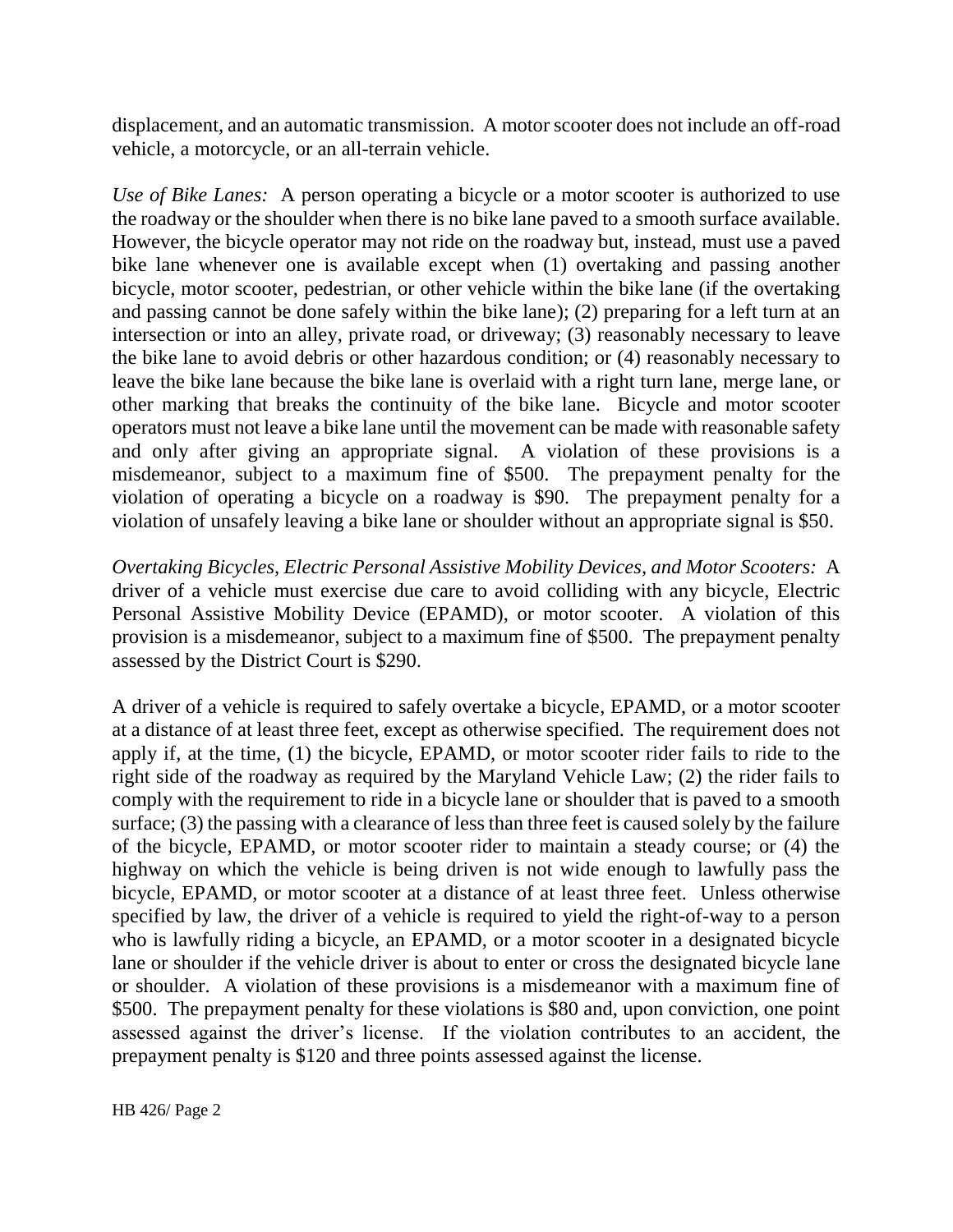displacement, and an automatic transmission. A motor scooter does not include an off-road vehicle, a motorcycle, or an all-terrain vehicle.

*Use of Bike Lanes:* A person operating a bicycle or a motor scooter is authorized to use the roadway or the shoulder when there is no bike lane paved to a smooth surface available. However, the bicycle operator may not ride on the roadway but, instead, must use a paved bike lane whenever one is available except when (1) overtaking and passing another bicycle, motor scooter, pedestrian, or other vehicle within the bike lane (if the overtaking and passing cannot be done safely within the bike lane); (2) preparing for a left turn at an intersection or into an alley, private road, or driveway; (3) reasonably necessary to leave the bike lane to avoid debris or other hazardous condition; or (4) reasonably necessary to leave the bike lane because the bike lane is overlaid with a right turn lane, merge lane, or other marking that breaks the continuity of the bike lane. Bicycle and motor scooter operators must not leave a bike lane until the movement can be made with reasonable safety and only after giving an appropriate signal. A violation of these provisions is a misdemeanor, subject to a maximum fine of $500. The prepayment penalty for the violation of operating a bicycle on a roadway is $90. The prepayment penalty for a violation of unsafely leaving a bike lane or shoulder without an appropriate signal is $50.

*Overtaking Bicycles, Electric Personal Assistive Mobility Devices, and Motor Scooters:* A driver of a vehicle must exercise due care to avoid colliding with any bicycle, Electric Personal Assistive Mobility Device (EPAMD), or motor scooter. A violation of this provision is a misdemeanor, subject to a maximum fine of $500. The prepayment penalty assessed by the District Court is $290.

A driver of a vehicle is required to safely overtake a bicycle, EPAMD, or a motor scooter at a distance of at least three feet, except as otherwise specified. The requirement does not apply if, at the time, (1) the bicycle, EPAMD, or motor scooter rider fails to ride to the right side of the roadway as required by the Maryland Vehicle Law; (2) the rider fails to comply with the requirement to ride in a bicycle lane or shoulder that is paved to a smooth surface; (3) the passing with a clearance of less than three feet is caused solely by the failure of the bicycle, EPAMD, or motor scooter rider to maintain a steady course; or (4) the highway on which the vehicle is being driven is not wide enough to lawfully pass the bicycle, EPAMD, or motor scooter at a distance of at least three feet. Unless otherwise specified by law, the driver of a vehicle is required to yield the right-of-way to a person who is lawfully riding a bicycle, an EPAMD, or a motor scooter in a designated bicycle lane or shoulder if the vehicle driver is about to enter or cross the designated bicycle lane or shoulder. A violation of these provisions is a misdemeanor with a maximum fine of $500. The prepayment penalty for these violations is $80 and, upon conviction, one point assessed against the driver's license. If the violation contributes to an accident, the prepayment penalty is $120 and three points assessed against the license.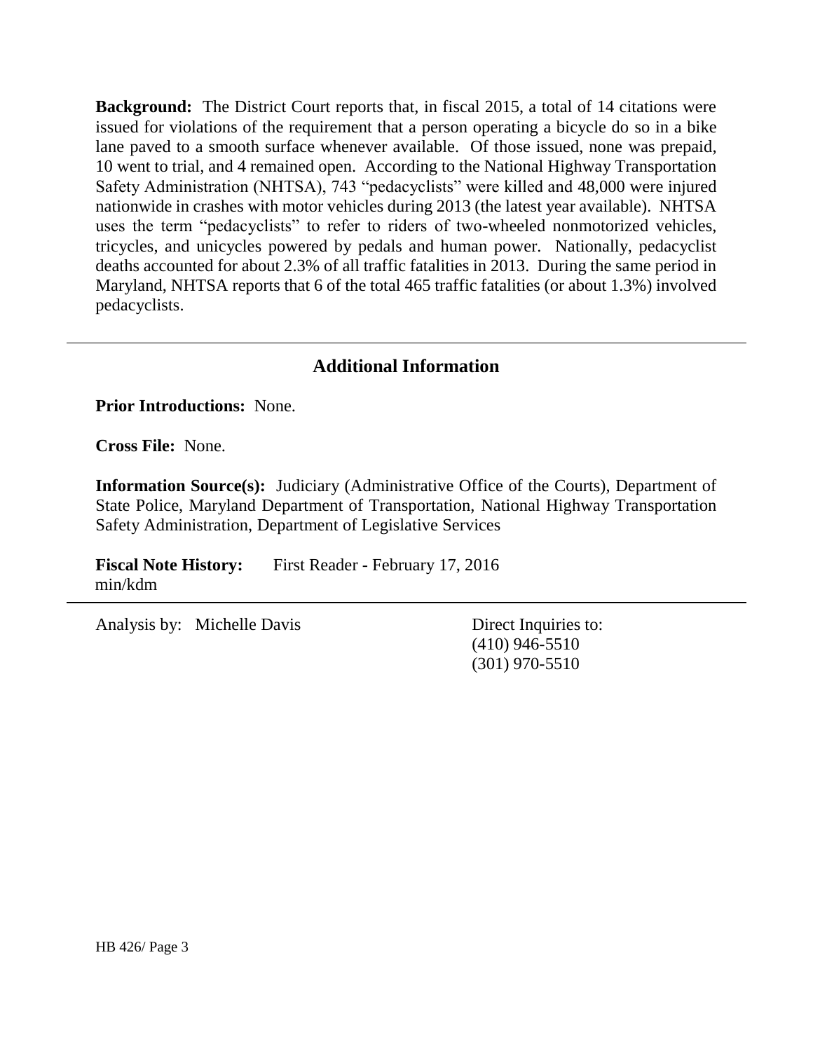**Background:** The District Court reports that, in fiscal 2015, a total of 14 citations were issued for violations of the requirement that a person operating a bicycle do so in a bike lane paved to a smooth surface whenever available. Of those issued, none was prepaid, 10 went to trial, and 4 remained open. According to the National Highway Transportation Safety Administration (NHTSA), 743 "pedacyclists" were killed and 48,000 were injured nationwide in crashes with motor vehicles during 2013 (the latest year available). NHTSA uses the term "pedacyclists" to refer to riders of two-wheeled nonmotorized vehicles, tricycles, and unicycles powered by pedals and human power. Nationally, pedacyclist deaths accounted for about 2.3% of all traffic fatalities in 2013. During the same period in Maryland, NHTSA reports that 6 of the total 465 traffic fatalities (or about 1.3%) involved pedacyclists.

## Additional Information

**Prior Introductions:** None.

**Cross File:** None.

**Information Source(s):** Judiciary (Administrative Office of the Courts), Department of State Police, Maryland Department of Transportation, National Highway Transportation Safety Administration, Department of Legislative Services

**Fiscal Note History:** First Reader - February 17, 2016
min/kdm

Analysis by: Michelle Davis

Direct Inquiries to:
(410) 946-5510
(301) 970-5510